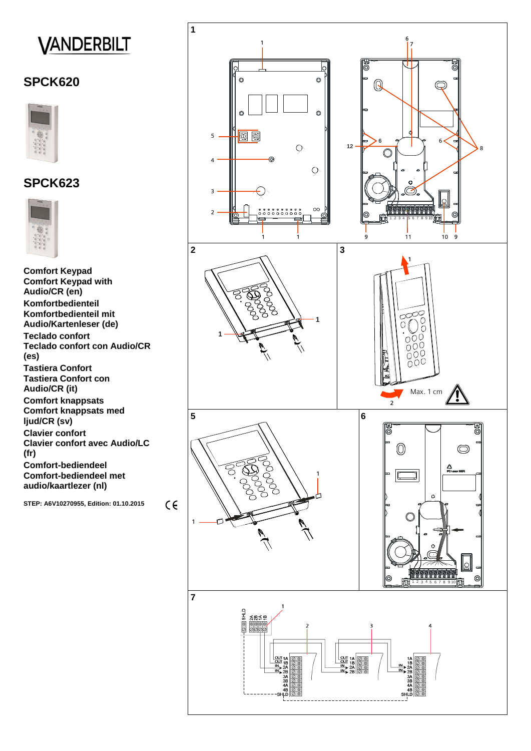VANDERBILT

## SPCK620

## SPCK623

**Comfort Keypad**
**Comfort Keypad with Audio/CR (en)**

**Komfortbedienteil**
**Komfortbedienteil mit Audio/Kartenleser (de)**

**Teclado confort**
**Teclado confort con Audio/CR (es)**

**Tastiera Confort**
**Tastiera Confort con Audio/CR (it)**

**Comfort knappsats**
**Comfort knappsats med ljud/CR (sv)**

**Clavier confort**
**Clavier confort avec Audio/LC (fr)**

**Comfort-bediendeel**
**Comfort-bediendeel met audio/kaartlezer (nl)**

**STEP: A6V10270955, Edition: 01.10.2015**

CE

1

2

3

Max. 1 cm

5

6

7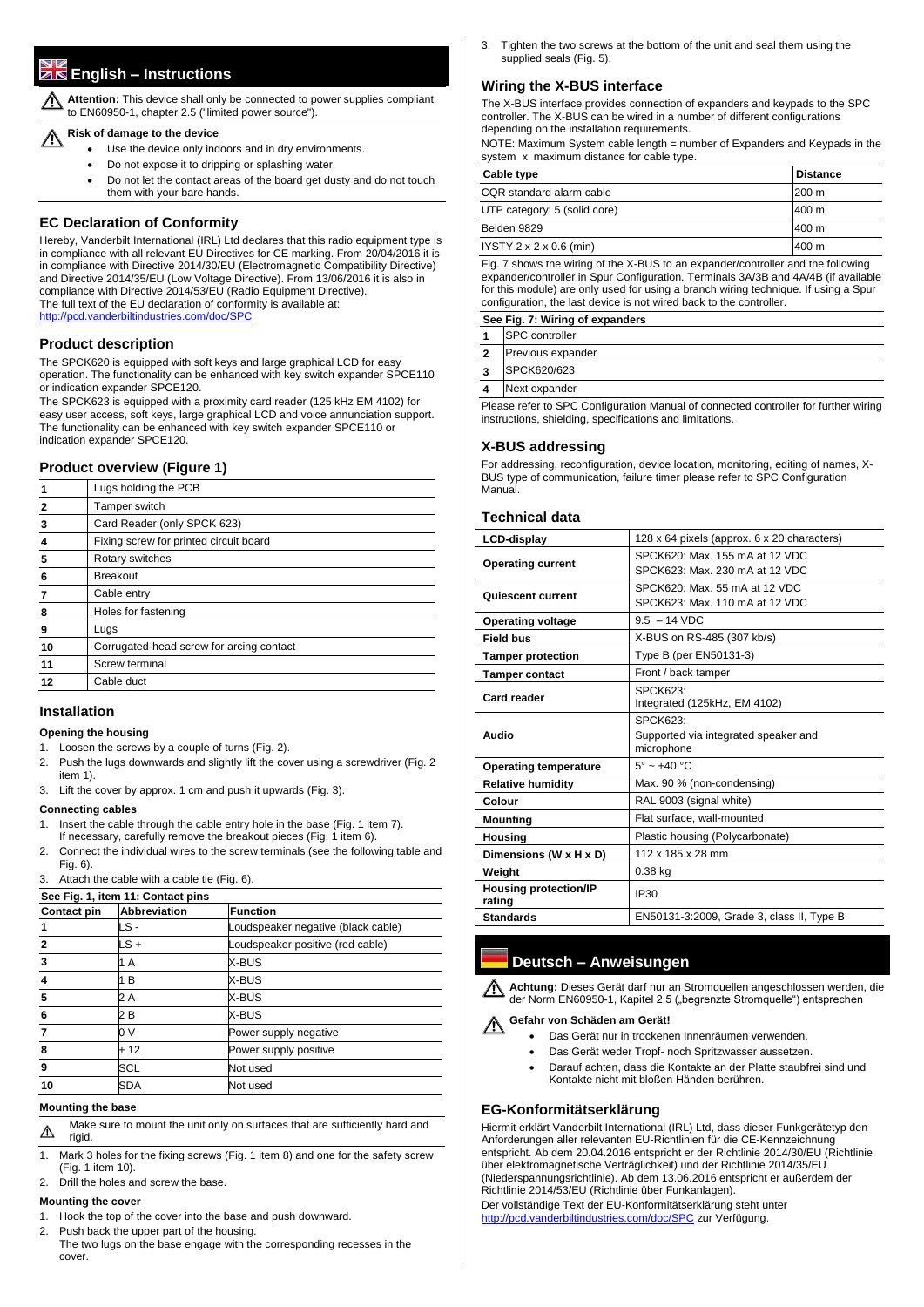# English – Instructions

**Attention:** This device shall only be connected to power supplies compliant to EN60950-1, chapter 2.5 ("limited power source").

**Risk of damage to the device**

- Use the device only indoors and in dry environments.
- Do not expose it to dripping or splashing water.
- Do not let the contact areas of the board get dusty and do not touch them with your bare hands.

## EC Declaration of Conformity

Hereby, Vanderbilt International (IRL) Ltd declares that this radio equipment type is in compliance with all relevant EU Directives for CE marking. From 20/04/2016 it is in compliance with Directive 2014/30/EU (Electromagnetic Compatibility Directive) and Directive 2014/35/EU (Low Voltage Directive). From 13/06/2016 it is also in compliance with Directive 2014/53/EU (Radio Equipment Directive).
The full text of the EU declaration of conformity is available at:
http://pcd.vanderbiltindustries.com/doc/SPC

## Product description

The SPCK620 is equipped with soft keys and large graphical LCD for easy operation. The functionality can be enhanced with key switch expander SPCE110 or indication expander SPCE120.
The SPCK623 is equipped with a proximity card reader (125 kHz EM 4102) for easy user access, soft keys, large graphical LCD and voice annunciation support. The functionality can be enhanced with key switch expander SPCE110 or indication expander SPCE120.

## Product overview (Figure 1)

| | |
|---|---|
| 1 | Lugs holding the PCB |
| 2 | Tamper switch |
| 3 | Card Reader (only SPCK 623) |
| 4 | Fixing screw for printed circuit board |
| 5 | Rotary switches |
| 6 | Breakout |
| 7 | Cable entry |
| 8 | Holes for fastening |
| 9 | Lugs |
| 10 | Corrugated-head screw for arcing contact |
| 11 | Screw terminal |
| 12 | Cable duct |

## Installation

### Opening the housing

1. Loosen the screws by a couple of turns (Fig. 2).
2. Push the lugs downwards and slightly lift the cover using a screwdriver (Fig. 2 item 1).
3. Lift the cover by approx. 1 cm and push it upwards (Fig. 3).

### Connecting cables

1. Insert the cable through the cable entry hole in the base (Fig. 1 item 7). If necessary, carefully remove the breakout pieces (Fig. 1 item 6).
2. Connect the individual wires to the screw terminals (see the following table and Fig. 6).
3. Attach the cable with a cable tie (Fig. 6).

**See Fig. 1, item 11: Contact pins**

| Contact pin | Abbreviation | Function |
|---|---|---|
| 1 | LS - | Loudspeaker negative (black cable) |
| 2 | LS + | Loudspeaker positive (red cable) |
| 3 | 1 A | X-BUS |
| 4 | 1 B | X-BUS |
| 5 | 2 A | X-BUS |
| 6 | 2 B | X-BUS |
| 7 | 0 V | Power supply negative |
| 8 | + 12 | Power supply positive |
| 9 | SCL | Not used |
| 10 | SDA | Not used |

### Mounting the base

Make sure to mount the unit only on surfaces that are sufficiently hard and rigid.

1. Mark 3 holes for the fixing screws (Fig. 1 item 8) and one for the safety screw (Fig. 1 item 10).
2. Drill the holes and screw the base.

### Mounting the cover

1. Hook the top of the cover into the base and push downward.
2. Push back the upper part of the housing.
   The two lugs on the base engage with the corresponding recesses in the cover.
3. Tighten the two screws at the bottom of the unit and seal them using the supplied seals (Fig. 5).

## Wiring the X-BUS interface

The X-BUS interface provides connection of expanders and keypads to the SPC controller. The X-BUS can be wired in a number of different configurations depending on the installation requirements.
NOTE: Maximum System cable length = number of Expanders and Keypads in the system x maximum distance for cable type.

| Cable type | Distance |
|---|---|
| CQR standard alarm cable | 200 m |
| UTP category: 5 (solid core) | 400 m |
| Belden 9829 | 400 m |
| IYSTY 2 x 2 x 0.6 (min) | 400 m |

Fig. 7 shows the wiring of the X-BUS to an expander/controller and the following expander/controller in Spur Configuration. Terminals 3A/3B and 4A/4B (if available for this module) are only used for using a branch wiring technique. If using a Spur configuration, the last device is not wired back to the controller.

**See Fig. 7: Wiring of expanders**

| | |
|---|---|
| 1 | SPC controller |
| 2 | Previous expander |
| 3 | SPCK620/623 |
| 4 | Next expander |

Please refer to SPC Configuration Manual of connected controller for further wiring instructions, shielding, specifications and limitations.

## X-BUS addressing

For addressing, reconfiguration, device location, monitoring, editing of names, X-BUS type of communication, failure timer please refer to SPC Configuration Manual.

## Technical data

| | |
|---|---|
| **LCD-display** | 128 x 64 pixels (approx. 6 x 20 characters) |
| **Operating current** | SPCK620: Max. 155 mA at 12 VDC<br>SPCK623: Max. 230 mA at 12 VDC |
| **Quiescent current** | SPCK620: Max. 55 mA at 12 VDC<br>SPCK623: Max. 110 mA at 12 VDC |
| **Operating voltage** | 9.5 – 14 VDC |
| **Field bus** | X-BUS on RS-485 (307 kb/s) |
| **Tamper protection** | Type B (per EN50131-3) |
| **Tamper contact** | Front / back tamper |
| **Card reader** | SPCK623:<br>Integrated (125kHz, EM 4102) |
| **Audio** | SPCK623:<br>Supported via integrated speaker and microphone |
| **Operating temperature** | 5° ~ +40 °C |
| **Relative humidity** | Max. 90 % (non-condensing) |
| **Colour** | RAL 9003 (signal white) |
| **Mounting** | Flat surface, wall-mounted |
| **Housing** | Plastic housing (Polycarbonate) |
| **Dimensions (W x H x D)** | 112 x 185 x 28 mm |
| **Weight** | 0.38 kg |
| **Housing protection/IP rating** | IP30 |
| **Standards** | EN50131-3:2009, Grade 3, class II, Type B |

# Deutsch – Anweisungen

**Achtung:** Dieses Gerät darf nur an Stromquellen angeschlossen werden, die der Norm EN60950-1, Kapitel 2.5 („begrenzte Stromquelle") entsprechen

**Gefahr von Schäden am Gerät!**

- Das Gerät nur in trockenen Innenräumen verwenden.
- Das Gerät weder Tropf- noch Spritzwasser aussetzen.
- Darauf achten, dass die Kontakte an der Platte staubfrei sind und Kontakte nicht mit bloßen Händen berühren.

## EG-Konformitätserklärung

Hiermit erklärt Vanderbilt International (IRL) Ltd, dass dieser Funkgerätetyp den Anforderungen aller relevanten EU-Richtlinien für die CE-Kennzeichnung entspricht. Ab dem 20.04.2016 entspricht er der Richtlinie 2014/30/EU (Richtlinie über elektromagnetische Verträglichkeit) und der Richtlinie 2014/35/EU (Niederspannungsrichtlinie). Ab dem 13.06.2016 entspricht er außerdem der Richtlinie 2014/53/EU (Richtlinie über Funkanlagen).
Der vollständige Text der EU-Konformitätserklärung steht unter http://pcd.vanderbiltindustries.com/doc/SPC zur Verfügung.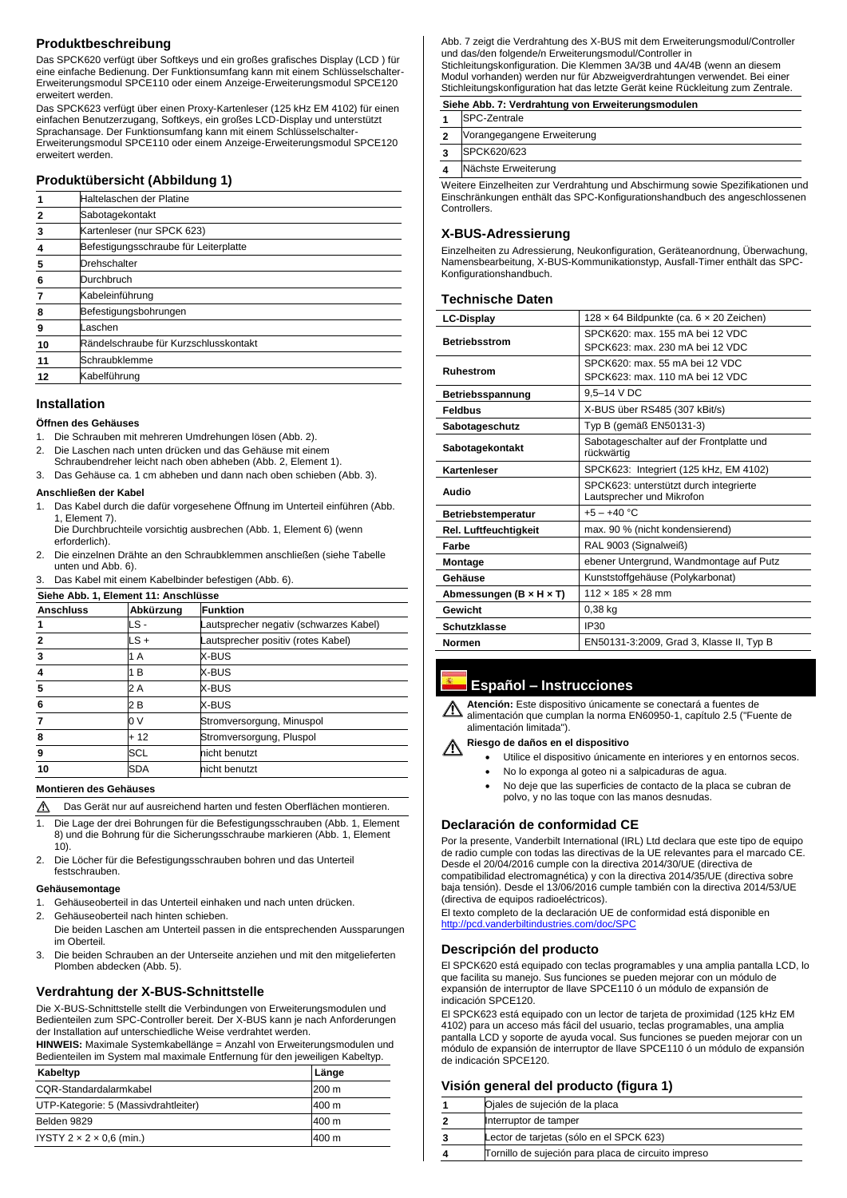## Produktbeschreibung

Das SPCK620 verfügt über Softkeys und ein großes grafisches Display (LCD ) für eine einfache Bedienung. Der Funktionsumfang kann mit einem Schlüsselschalter-Erweiterungsmodul SPCE110 oder einem Anzeige-Erweiterungsmodul SPCE120 erweitert werden.

Das SPCK623 verfügt über einen Proxy-Kartenleser (125 kHz EM 4102) für einen einfachen Benutzerzugang, Softkeys, ein großes LCD-Display und unterstützt Sprachansage. Der Funktionsumfang kann mit einem Schlüsselschalter-Erweiterungsmodul SPCE110 oder einem Anzeige-Erweiterungsmodul SPCE120 erweitert werden.

## Produktübersicht (Abbildung 1)

| | |
|---|---|
| **1** | Haltelaschen der Platine |
| **2** | Sabotagekontakt |
| **3** | Kartenleser (nur SPCK 623) |
| **4** | Befestigungsschraube für Leiterplatte |
| **5** | Drehschalter |
| **6** | Durchbruch |
| **7** | Kabeleinführung |
| **8** | Befestigungsbohrungen |
| **9** | Laschen |
| **10** | Rändelschraube für Kurzschlusskontakt |
| **11** | Schraubklemme |
| **12** | Kabelführung |

## Installation

### Öffnen des Gehäuses

1. Die Schrauben mit mehreren Umdrehungen lösen (Abb. 2).
2. Die Laschen nach unten drücken und das Gehäuse mit einem Schraubendreher leicht nach oben abheben (Abb. 2, Element 1).
3. Das Gehäuse ca. 1 cm abheben und dann nach oben schieben (Abb. 3).

### Anschließen der Kabel

1. Das Kabel durch die dafür vorgesehene Öffnung im Unterteil einführen (Abb. 1, Element 7).
   Die Durchbruchteile vorsichtig ausbrechen (Abb. 1, Element 6) (wenn erforderlich).
2. Die einzelnen Drähte an den Schraubklemmen anschließen (siehe Tabelle unten und Abb. 6).
3. Das Kabel mit einem Kabelbinder befestigen (Abb. 6).

**Siehe Abb. 1, Element 11: Anschlüsse**

| Anschluss | Abkürzung | Funktion |
|---|---|---|
| **1** | LS - | Lautsprecher negativ (schwarzes Kabel) |
| **2** | LS + | Lautsprecher positiv (rotes Kabel) |
| **3** | 1 A | X-BUS |
| **4** | 1 B | X-BUS |
| **5** | 2 A | X-BUS |
| **6** | 2 B | X-BUS |
| **7** | 0 V | Stromversorgung, Minuspol |
| **8** | + 12 | Stromversorgung, Pluspol |
| **9** | SCL | nicht benutzt |
| **10** | SDA | nicht benutzt |

### Montieren des Gehäuses

⚠ Das Gerät nur auf ausreichend harten und festen Oberflächen montieren.

1. Die Lage der drei Bohrungen für die Befestigungsschrauben (Abb. 1, Element 8) und die Bohrung für die Sicherungsschraube markieren (Abb. 1, Element 10).
2. Die Löcher für die Befestigungsschrauben bohren und das Unterteil festschrauben.

### Gehäusemontage

1. Gehäuseoberteil in das Unterteil einhaken und nach unten drücken.
2. Gehäuseoberteil nach hinten schieben.
   Die beiden Laschen am Unterteil passen in die entsprechenden Aussparungen im Oberteil.
3. Die beiden Schrauben an der Unterseite anziehen und mit den mitgelieferten Plomben abdecken (Abb. 5).

## Verdrahtung der X-BUS-Schnittstelle

Die X-BUS-Schnittstelle stellt die Verbindungen von Erweiterungsmodulen und Bedienteilen zum SPC-Controller bereit. Der X-BUS kann je nach Anforderungen der Installation auf unterschiedliche Weise verdrahtet werden.

**HINWEIS:** Maximale Systemkabellänge = Anzahl von Erweiterungsmodulen und Bedienteilen im System mal maximale Entfernung für den jeweiligen Kabeltyp.

| Kabeltyp | Länge |
|---|---|
| CQR-Standardalarmkabel | 200 m |
| UTP-Kategorie: 5 (Massivdrahtleiter) | 400 m |
| Belden 9829 | 400 m |
| IYSTY 2 × 2 × 0,6 (min.) | 400 m |

Abb. 7 zeigt die Verdrahtung des X-BUS mit dem Erweiterungsmodul/Controller und das/den folgende/n Erweiterungsmodul/Controller in Stichleitungskonfiguration. Die Klemmen 3A/3B und 4A/4B (wenn an diesem Modul vorhanden) werden nur für Abzweigverdrahtungen verwendet. Bei einer Stichleitungskonfiguration hat das letzte Gerät keine Rückleitung zur Zentrale.

**Siehe Abb. 7: Verdrahtung von Erweiterungsmodulen**

| | |
|---|---|
| **1** | SPC-Zentrale |
| **2** | Vorangegangene Erweiterung |
| **3** | SPCK620/623 |
| **4** | Nächste Erweiterung |

Weitere Einzelheiten zur Verdrahtung und Abschirmung sowie Spezifikationen und Einschränkungen enthält das SPC-Konfigurationshandbuch des angeschlossenen Controllers.

## X-BUS-Adressierung

Einzelheiten zu Adressierung, Neukonfiguration, Geräteanordnung, Überwachung, Namensbearbeitung, X-BUS-Kommunikationstyp, Ausfall-Timer enthält das SPC-Konfigurationshandbuch.

## Technische Daten

| | |
|---|---|
| **LC-Display** | 128 × 64 Bildpunkte (ca. 6 × 20 Zeichen) |
| **Betriebsstrom** | SPCK620: max. 155 mA bei 12 VDC<br>SPCK623: max. 230 mA bei 12 VDC |
| **Ruhestrom** | SPCK620: max. 55 mA bei 12 VDC<br>SPCK623: max. 110 mA bei 12 VDC |
| **Betriebsspannung** | 9,5–14 V DC |
| **Feldbus** | X-BUS über RS485 (307 kBit/s) |
| **Sabotageschutz** | Typ B (gemäß EN50131-3) |
| **Sabotagekontakt** | Sabotageschalter auf der Frontplatte und rückwärtig |
| **Kartenleser** | SPCK623: Integriert (125 kHz, EM 4102) |
| **Audio** | SPCK623: unterstützt durch integrierte Lautsprecher und Mikrofon |
| **Betriebstemperatur** | +5 – +40 °C |
| **Rel. Luftfeuchtigkeit** | max. 90 % (nicht kondensierend) |
| **Farbe** | RAL 9003 (Signalweiß) |
| **Montage** | ebener Untergrund, Wandmontage auf Putz |
| **Gehäuse** | Kunststoffgehäuse (Polykarbonat) |
| **Abmessungen (B × H × T)** | 112 × 185 × 28 mm |
| **Gewicht** | 0,38 kg |
| **Schutzklasse** | IP30 |
| **Normen** | EN50131-3:2009, Grad 3, Klasse II, Typ B |

# Español – Instrucciones

⚠ **Atención:** Este dispositivo únicamente se conectará a fuentes de alimentación que cumplan la norma EN60950-1, capítulo 2.5 ("Fuente de alimentación limitada").

⚠ **Riesgo de daños en el dispositivo**

- Utilice el dispositivo únicamente en interiores y en entornos secos.
- No lo exponga al goteo ni a salpicaduras de agua.
- No deje que las superficies de contacto de la placa se cubran de polvo, y no las toque con las manos desnudas.

## Declaración de conformidad CE

Por la presente, Vanderbilt International (IRL) Ltd declara que este tipo de equipo de radio cumple con todas las directivas de la UE relevantes para el marcado CE. Desde el 20/04/2016 cumple con la directiva 2014/30/UE (directiva de compatibilidad electromagnética) y con la directiva 2014/35/UE (directiva sobre baja tensión). Desde el 13/06/2016 cumple también con la directiva 2014/53/UE (directiva de equipos radioeléctricos).

El texto completo de la declaración UE de conformidad está disponible en http://pcd.vanderbiltindustries.com/doc/SPC

## Descripción del producto

El SPCK620 está equipado con teclas programables y una amplia pantalla LCD, lo que facilita su manejo. Sus funciones se pueden mejorar con un módulo de expansión de interruptor de llave SPCE110 ó un módulo de expansión de indicación SPCE120.

El SPCK623 está equipado con un lector de tarjeta de proximidad (125 kHz EM 4102) para un acceso más fácil del usuario, teclas programables, una amplia pantalla LCD y soporte de ayuda vocal. Sus funciones se pueden mejorar con un módulo de expansión de interruptor de llave SPCE110 ó un módulo de expansión de indicación SPCE120.

## Visión general del producto (figura 1)

| | |
|---|---|
| **1** | Ojales de sujeción de la placa |
| **2** | Interruptor de tamper |
| **3** | Lector de tarjetas (sólo en el SPCK 623) |
| **4** | Tornillo de sujeción para placa de circuito impreso |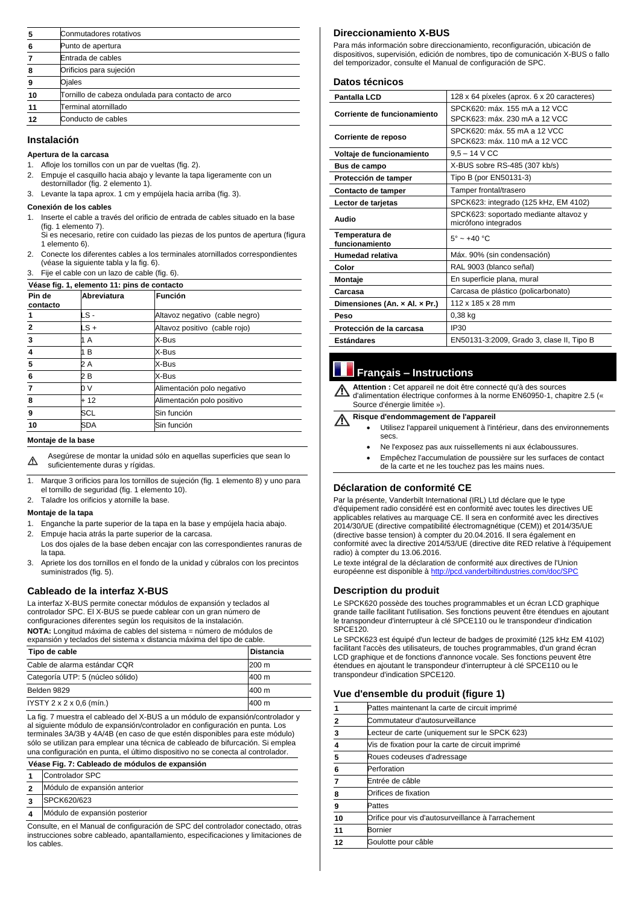| | |
|---|---|
| 5 | Conmutadores rotativos |
| 6 | Punto de apertura |
| 7 | Entrada de cables |
| 8 | Orificios para sujeción |
| 9 | Ojales |
| 10 | Tornillo de cabeza ondulada para contacto de arco |
| 11 | Terminal atornillado |
| 12 | Conducto de cables |

## Instalación

### Apertura de la carcasa

1. Afloje los tornillos con un par de vueltas (fig. 2).
2. Empuje el casquillo hacia abajo y levante la tapa ligeramente con un destornillador (fig. 2 elemento 1).
3. Levante la tapa aprox. 1 cm y empújela hacia arriba (fig. 3).

### Conexión de los cables

1. Inserte el cable a través del orificio de entrada de cables situado en la base (fig. 1 elemento 7).
   Si es necesario, retire con cuidado las piezas de los puntos de apertura (figura 1 elemento 6).
2. Conecte los diferentes cables a los terminales atornillados correspondientes (véase la siguiente tabla y la fig. 6).
3. Fije el cable con un lazo de cable (fig. 6).

**Véase fig. 1, elemento 11: pins de contacto**

| Pin de contacto | Abreviatura | Función |
|---|---|---|
| 1 | LS - | Altavoz negativo (cable negro) |
| 2 | LS + | Altavoz positivo (cable rojo) |
| 3 | 1 A | X-Bus |
| 4 | 1 B | X-Bus |
| 5 | 2 A | X-Bus |
| 6 | 2 B | X-Bus |
| 7 | 0 V | Alimentación polo negativo |
| 8 | + 12 | Alimentación polo positivo |
| 9 | SCL | Sin función |
| 10 | SDA | Sin función |

### Montaje de la base

⚠ Asegúrese de montar la unidad sólo en aquellas superficies que sean lo suficientemente duras y rígidas.

1. Marque 3 orificios para los tornillos de sujeción (fig. 1 elemento 8) y uno para el tornillo de seguridad (fig. 1 elemento 10).
2. Taladre los orificios y atornille la base.

### Montaje de la tapa

1. Enganche la parte superior de la tapa en la base y empújela hacia abajo.
2. Empuje hacia atrás la parte superior de la carcasa.
   Los dos ojales de la base deben encajar con las correspondientes ranuras de la tapa.
3. Apriete los dos tornillos en el fondo de la unidad y cúbralos con los precintos suministrados (fig. 5).

## Cableado de la interfaz X-BUS

La interfaz X-BUS permite conectar módulos de expansión y teclados al controlador SPC. El X-BUS se puede cablear con un gran número de configuraciones diferentes según los requisitos de la instalación.

**NOTA:** Longitud máxima de cables del sistema = número de módulos de expansión y teclados del sistema x distancia máxima del tipo de cable.

| Tipo de cable | Distancia |
|---|---|
| Cable de alarma estándar CQR | 200 m |
| Categoría UTP: 5 (núcleo sólido) | 400 m |
| Belden 9829 | 400 m |
| IYSTY 2 x 2 x 0,6 (mín.) | 400 m |

La fig. 7 muestra el cableado del X-BUS a un módulo de expansión/controlador y al siguiente módulo de expansión/controlador en configuración en punta. Los terminales 3A/3B y 4A/4B (en caso de que estén disponibles para este módulo) sólo se utilizan para emplear una técnica de cableado de bifurcación. Si emplea una configuración en punta, el último dispositivo no se conecta al controlador.

**Véase Fig. 7: Cableado de módulos de expansión**

| | |
|---|---|
| 1 | Controlador SPC |
| 2 | Módulo de expansión anterior |
| 3 | SPCK620/623 |
| 4 | Módulo de expansión posterior |

Consulte, en el Manual de configuración de SPC del controlador conectado, otras instrucciones sobre cableado, apantallamiento, especificaciones y limitaciones de los cables.

## Direccionamiento X-BUS

Para más información sobre direccionamiento, reconfiguración, ubicación de dispositivos, supervisión, edición de nombres, tipo de comunicación X-BUS o fallo del temporizador, consulte el Manual de configuración de SPC.

## Datos técnicos

| | |
|---|---|
| **Pantalla LCD** | 128 x 64 píxeles (aprox. 6 x 20 caracteres) |
| **Corriente de funcionamiento** | SPCK620: máx. 155 mA a 12 VCC<br>SPCK623: máx. 230 mA a 12 VCC |
| **Corriente de reposo** | SPCK620: máx. 55 mA a 12 VCC<br>SPCK623: máx. 110 mA a 12 VCC |
| **Voltaje de funcionamiento** | 9,5 – 14 V CC |
| **Bus de campo** | X-BUS sobre RS-485 (307 kb/s) |
| **Protección de tamper** | Tipo B (por EN50131-3) |
| **Contacto de tamper** | Tamper frontal/trasero |
| **Lector de tarjetas** | SPCK623: integrado (125 kHz, EM 4102) |
| **Audio** | SPCK623: soportado mediante altavoz y micrófono integrados |
| **Temperatura de funcionamiento** | 5° ~ +40 °C |
| **Humedad relativa** | Máx. 90% (sin condensación) |
| **Color** | RAL 9003 (blanco señal) |
| **Montaje** | En superficie plana, mural |
| **Carcasa** | Carcasa de plástico (policarbonato) |
| **Dimensiones (An. × Al. × Pr.)** | 112 x 185 x 28 mm |
| **Peso** | 0,38 kg |
| **Protección de la carcasa** | IP30 |
| **Estándares** | EN50131-3:2009, Grado 3, clase II, Tipo B |

# Français – Instructions

⚠ **Attention :** Cet appareil ne doit être connecté qu'à des sources d'alimentation électrique conformes à la norme EN60950-1, chapitre 2.5 (« Source d'énergie limitée »).

⚠ **Risque d'endommagement de l'appareil**

- Utilisez l'appareil uniquement à l'intérieur, dans des environnements secs.
- Ne l'exposez pas aux ruissellements ni aux éclaboussures.
- Empêchez l'accumulation de poussière sur les surfaces de contact de la carte et ne les touchez pas les mains nues.

## Déclaration de conformité CE

Par la présente, Vanderbilt International (IRL) Ltd déclare que le type d'équipement radio considéré est en conformité avec toutes les directives UE applicables relatives au marquage CE. Il sera en conformité avec les directives 2014/30/UE (directive compatibilité électromagnétique (CEM)) et 2014/35/UE (directive basse tension) à compter du 20.04.2016. Il sera également en conformité avec la directive 2014/53/UE (directive dite RED relative à l'équipement radio) à compter du 13.06.2016.

Le texte intégral de la déclaration de conformité aux directives de l'Union européenne est disponible à http://pcd.vanderbiltindustries.com/doc/SPC

## Description du produit

Le SPCK620 possède des touches programmables et un écran LCD graphique grande taille facilitant l'utilisation. Ses fonctions peuvent être étendues en ajoutant le transpondeur d'interrupteur à clé SPCE110 ou le transpondeur d'indication SPCE120.

Le SPCK623 est équipé d'un lecteur de badges de proximité (125 kHz EM 4102) facilitant l'accès des utilisateurs, de touches programmables, d'un grand écran LCD graphique et de fonctions d'annonce vocale. Ses fonctions peuvent être étendues en ajoutant le transpondeur d'interrupteur à clé SPCE110 ou le transpondeur d'indication SPCE120.

## Vue d'ensemble du produit (figure 1)

| | |
|---|---|
| 1 | Pattes maintenant la carte de circuit imprimé |
| 2 | Commutateur d'autosurveillance |
| 3 | Lecteur de carte (uniquement sur le SPCK 623) |
| 4 | Vis de fixation pour la carte de circuit imprimé |
| 5 | Roues codeuses d'adressage |
| 6 | Perforation |
| 7 | Entrée de câble |
| 8 | Orifices de fixation |
| 9 | Pattes |
| 10 | Orifice pour vis d'autosurveillance à l'arrachement |
| 11 | Bornier |
| 12 | Goulotte pour câble |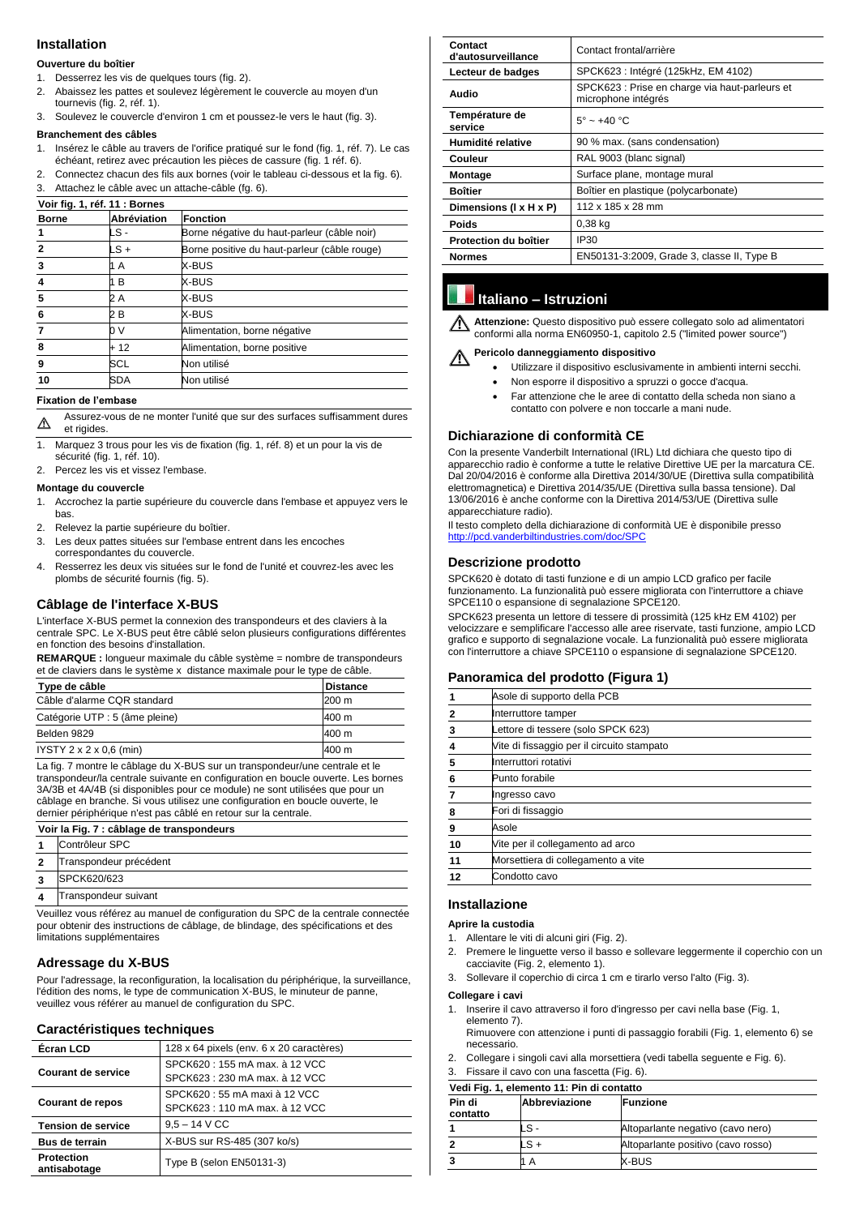## Installation

### Ouverture du boîtier

1. Desserrez les vis de quelques tours (fig. 2).
2. Abaissez les pattes et soulevez légèrement le couvercle au moyen d'un tournevis (fig. 2, réf. 1).
3. Soulevez le couvercle d'environ 1 cm et poussez-le vers le haut (fig. 3).

### Branchement des câbles

1. Insérez le câble au travers de l'orifice pratiqué sur le fond (fig. 1, réf. 7). Le cas échéant, retirez avec précaution les pièces de cassure (fig. 1 réf. 6).
2. Connectez chacun des fils aux bornes (voir le tableau ci-dessous et la fig. 6).
3. Attachez le câble avec un attache-câble (fg. 6).

**Voir fig. 1, réf. 11 : Bornes**

| Borne | Abréviation | Fonction |
|---|---|---|
| 1 | LS - | Borne négative du haut-parleur (câble noir) |
| 2 | LS + | Borne positive du haut-parleur (câble rouge) |
| 3 | 1 A | X-BUS |
| 4 | 1 B | X-BUS |
| 5 | 2 A | X-BUS |
| 6 | 2 B | X-BUS |
| 7 | 0 V | Alimentation, borne négative |
| 8 | + 12 | Alimentation, borne positive |
| 9 | SCL | Non utilisé |
| 10 | SDA | Non utilisé |

### Fixation de l'embase

⚠ Assurez-vous de ne monter l'unité que sur des surfaces suffisamment dures et rigides.

1. Marquez 3 trous pour les vis de fixation (fig. 1, réf. 8) et un pour la vis de sécurité (fig. 1, réf. 10).
2. Percez les vis et vissez l'embase.

### Montage du couvercle

1. Accrochez la partie supérieure du couvercle dans l'embase et appuyez vers le bas.
2. Relevez la partie supérieure du boîtier.
3. Les deux pattes situées sur l'embase entrent dans les encoches correspondantes du couvercle.
4. Resserrez les deux vis situées sur le fond de l'unité et couvrez-les avec les plombs de sécurité fournis (fig. 5).

## Câblage de l'interface X-BUS

L'interface X-BUS permet la connexion des transpondeurs et des claviers à la centrale SPC. Le X-BUS peut être câblé selon plusieurs configurations différentes en fonction des besoins d'installation.

**REMARQUE :** longueur maximale du câble système = nombre de transpondeurs et de claviers dans le système x distance maximale pour le type de câble.

| Type de câble | Distance |
|---|---|
| Câble d'alarme CQR standard | 200 m |
| Catégorie UTP : 5 (âme pleine) | 400 m |
| Belden 9829 | 400 m |
| IYSTY 2 x 2 x 0,6 (min) | 400 m |

La fig. 7 montre le câblage du X-BUS sur un transpondeur/une centrale et le transpondeur/la centrale suivante en configuration en boucle ouverte. Les bornes 3A/3B et 4A/4B (si disponibles pour ce module) ne sont utilisées que pour un câblage en branche. Si vous utilisez une configuration en boucle ouverte, le dernier périphérique n'est pas câblé en retour sur la centrale.

**Voir la Fig. 7 : câblage de transpondeurs**

| | |
|---|---|
| 1 | Contrôleur SPC |
| 2 | Transpondeur précédent |
| 3 | SPCK620/623 |
| 4 | Transpondeur suivant |

Veuillez vous référez au manuel de configuration du SPC de la centrale connectée pour obtenir des instructions de câblage, de blindage, des spécifications et des limitations supplémentaires

## Adressage du X-BUS

Pour l'adressage, la reconfiguration, la localisation du périphérique, la surveillance, l'édition des noms, le type de communication X-BUS, le minuteur de panne, veuillez vous référer au manuel de configuration du SPC.

## Caractéristiques techniques

| | |
|---|---|
| **Écran LCD** | 128 x 64 pixels (env. 6 x 20 caractères) |
| **Courant de service** | SPCK620 : 155 mA max. à 12 VCC<br>SPCK623 : 230 mA max. à 12 VCC |
| **Courant de repos** | SPCK620 : 55 mA maxi à 12 VCC<br>SPCK623 : 110 mA max. à 12 VCC |
| **Tension de service** | 9,5 – 14 V CC |
| **Bus de terrain** | X-BUS sur RS-485 (307 ko/s) |
| **Protection antisabotage** | Type B (selon EN50131-3) |
| **Contact d'autosurveillance** | Contact frontal/arrière |
| **Lecteur de badges** | SPCK623 : Intégré (125kHz, EM 4102) |
| **Audio** | SPCK623 : Prise en charge via haut-parleurs et microphone intégrés |
| **Température de service** | 5° ~ +40 °C |
| **Humidité relative** | 90 % max. (sans condensation) |
| **Couleur** | RAL 9003 (blanc signal) |
| **Montage** | Surface plane, montage mural |
| **Boîtier** | Boîtier en plastique (polycarbonate) |
| **Dimensions (l x H x P)** | 112 x 185 x 28 mm |
| **Poids** | 0,38 kg |
| **Protection du boîtier** | IP30 |
| **Normes** | EN50131-3:2009, Grade 3, classe II, Type B |

# Italiano – Istruzioni

⚠ **Attenzione:** Questo dispositivo può essere collegato solo ad alimentatori conformi alla norma EN60950-1, capitolo 2.5 ("limited power source")

⚠ **Pericolo danneggiamento dispositivo**

- Utilizzare il dispositivo esclusivamente in ambienti interni secchi.
- Non esporre il dispositivo a spruzzi o gocce d'acqua.
- Far attenzione che le aree di contatto della scheda non siano a contatto con polvere e non toccarle a mani nude.

## Dichiarazione di conformità CE

Con la presente Vanderbilt International (IRL) Ltd dichiara che questo tipo di apparecchio radio è conforme a tutte le relative Direttive UE per la marcatura CE. Dal 20/04/2016 è conforme alla Direttiva 2014/30/UE (Direttiva sulla compatibilità elettromagnetica) e Direttiva 2014/35/UE (Direttiva sulla bassa tensione). Dal 13/06/2016 è anche conforme con la Direttiva 2014/53/UE (Direttiva sulle apparecchiature radio).

Il testo completo della dichiarazione di conformità UE è disponibile presso http://pcd.vanderbiltindustries.com/doc/SPC

## Descrizione prodotto

SPCK620 è dotato di tasti funzione e di un ampio LCD grafico per facile funzionamento. La funzionalità può essere migliorata con l'interruttore a chiave SPCE110 o espansione di segnalazione SPCE120.

SPCK623 presenta un lettore di tessere di prossimità (125 kHz EM 4102) per velocizzare e semplificare l'accesso alle aree riservate, tasti funzione, ampio LCD grafico e supporto di segnalazione vocale. La funzionalità può essere migliorata con l'interruttore a chiave SPCE110 o espansione di segnalazione SPCE120.

## Panoramica del prodotto (Figura 1)

| | |
|---|---|
| 1 | Asole di supporto della PCB |
| 2 | Interruttore tamper |
| 3 | Lettore di tessere (solo SPCK 623) |
| 4 | Vite di fissaggio per il circuito stampato |
| 5 | Interruttori rotativi |
| 6 | Punto forabile |
| 7 | Ingresso cavo |
| 8 | Fori di fissaggio |
| 9 | Asole |
| 10 | Vite per il collegamento ad arco |
| 11 | Morsettiera di collegamento a vite |
| 12 | Condotto cavo |

## Installazione

### Aprire la custodia

1. Allentare le viti di alcuni giri (Fig. 2).
2. Premere le linguette verso il basso e sollevare leggermente il coperchio con un cacciavite (Fig. 2, elemento 1).
3. Sollevare il coperchio di circa 1 cm e tirarlo verso l'alto (Fig. 3).

### Collegare i cavi

1. Inserire il cavo attraverso il foro d'ingresso per cavi nella base (Fig. 1, elemento 7).
   Rimuovere con attenzione i punti di passaggio forabili (Fig. 1, elemento 6) se necessario.
2. Collegare i singoli cavi alla morsettiera (vedi tabella seguente e Fig. 6).
3. Fissare il cavo con una fascetta (Fig. 6).

**Vedi Fig. 1, elemento 11: Pin di contatto**

| Pin di contatto | Abbreviazione | Funzione |
|---|---|---|
| 1 | LS - | Altoparlante negativo (cavo nero) |
| 2 | LS + | Altoparlante positivo (cavo rosso) |
| 3 | 1 A | X-BUS |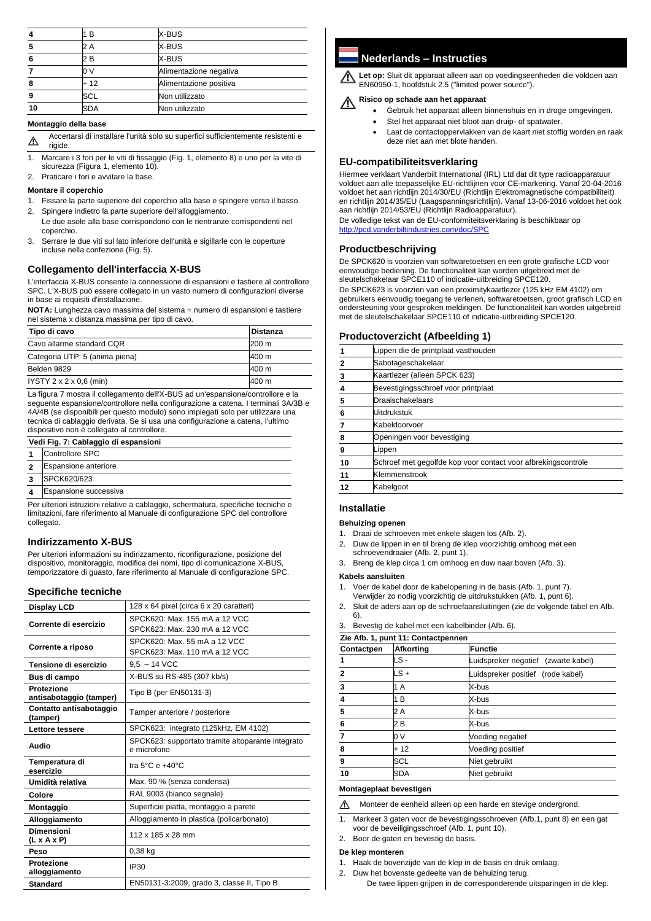| 4 | 1 B | X-BUS |
|---|---|---|
| 5 | 2 A | X-BUS |
| 6 | 2 B | X-BUS |
| 7 | 0 V | Alimentazione negativa |
| 8 | + 12 | Alimentazione positiva |
| 9 | SCL | Non utilizzato |
| 10 | SDA | Non utilizzato |

**Montaggio della base**

⚠ Accertarsi di installare l'unità solo su superfici sufficientemente resistenti e rigide.

1. Marcare i 3 fori per le viti di fissaggio (Fig. 1, elemento 8) e uno per la vite di sicurezza (Figura 1, elemento 10).
2. Praticare i fori e avvitare la base.

**Montare il coperchio**

1. Fissare la parte superiore del coperchio alla base e spingere verso il basso.
2. Spingere indietro la parte superiore dell'alloggiamento.
   Le due asole alla base corrispondono con le rientranze corrispondenti nel coperchio.
3. Serrare le due viti sul lato inferiore dell'unità e sigillarle con le coperture incluse nella confezione (Fig. 5).

## Collegamento dell'interfaccia X-BUS

L'interfaccia X-BUS consente la connessione di espansioni e tastiere al controllore SPC. L'X-BUS può essere collegato in un vasto numero di configurazioni diverse in base ai requisiti d'installazione.

**NOTA:** Lunghezza cavo massima del sistema = numero di espansioni e tastiere nel sistema x distanza massima per tipo di cavo.

| Tipo di cavo | Distanza |
|---|---|
| Cavo allarme standard CQR | 200 m |
| Categoria UTP: 5 (anima piena) | 400 m |
| Belden 9829 | 400 m |
| IYSTY 2 x 2 x 0,6 (min) | 400 m |

La figura 7 mostra il collegamento dell'X-BUS ad un'espansione/controllore e la seguente espansione/controllore nella configurazione a catena. I terminali 3A/3B e 4A/4B (se disponibili per questo modulo) sono impiegati solo per utilizzare una tecnica di cablaggio derivata. Se si usa una configurazione a catena, l'ultimo dispositivo non è collegato al controllore.

| Vedi Fig. 7: Cablaggio di espansioni | |
|---|---|
| 1 | Controllore SPC |
| 2 | Espansione anteriore |
| 3 | SPCK620/623 |
| 4 | Espansione successiva |

Per ulteriori istruzioni relative a cablaggio, schermatura, specifiche tecniche e limitazioni, fare riferimento al Manuale di configurazione SPC del controllore collegato.

## Indirizzamento X-BUS

Per ulteriori informazioni su indirizzamento, riconfigurazione, posizione del dispositivo, monitoraggio, modifica dei nomi, tipo di comunicazione X-BUS, temporizzatore di guasto, fare riferimento al Manuale di configurazione SPC.

## Specifiche tecniche

| | |
|---|---|
| **Display LCD** | 128 x 64 pixel (circa 6 x 20 caratteri) |
| **Corrente di esercizio** | SPCK620: Max. 155 mA a 12 VCC<br>SPCK623: Max. 230 mA a 12 VCC |
| **Corrente a riposo** | SPCK620: Max. 55 mA a 12 VCC<br>SPCK623: Max. 110 mA a 12 VCC |
| **Tensione di esercizio** | 9,5 – 14 VCC |
| **Bus di campo** | X-BUS su RS-485 (307 kb/s) |
| **Protezione antisabotaggio (tamper)** | Tipo B (per EN50131-3) |
| **Contatto antisabotaggio (tamper)** | Tamper anteriore / posteriore |
| **Lettore tessere** | SPCK623: integrato (125kHz, EM 4102) |
| **Audio** | SPCK623: supportato tramite altoparante integrato e microfono |
| **Temperatura di esercizio** | tra 5°C e +40°C |
| **Umidità relativa** | Max. 90 % (senza condensa) |
| **Colore** | RAL 9003 (bianco segnale) |
| **Montaggio** | Superficie piatta, montaggio a parete |
| **Alloggiamento** | Alloggiamento in plastica (policarbonato) |
| **Dimensioni (L x A x P)** | 112 x 185 x 28 mm |
| **Peso** | 0,38 kg |
| **Protezione alloggiamento** | IP30 |
| **Standard** | EN50131-3:2009, grado 3, classe II, Tipo B |

# Nederlands – Instructies

⚠ **Let op:** Sluit dit apparaat alleen aan op voedingseenheden die voldoen aan EN60950-1, hoofdstuk 2.5 ("limited power source").

⚠ **Risico op schade aan het apparaat**

- Gebruik het apparaat alleen binnenshuis en in droge omgevingen.
- Stel het apparaat niet bloot aan druip- of spatwater.
- Laat de contactoppervlakken van de kaart niet stoffig worden en raak deze niet aan met blote handen.

## EU-compatibiliteitsverklaring

Hiermee verklaart Vanderbilt International (IRL) Ltd dat dit type radioapparatuur voldoet aan alle toepasselijke EU-richtlijnen voor CE-markering. Vanaf 20-04-2016 voldoet het aan richtlijn 2014/30/EU (Richtlijn Elektromagnetische compatibiliteit) en richtlijn 2014/35/EU (Laagspanningsrichtlijn). Vanaf 13-06-2016 voldoet het ook aan richtlijn 2014/53/EU (Richtlijn Radioapparatuur).

De volledige tekst van de EU-conformiteitsverklaring is beschikbaar op http://pcd.vanderbiltindustries.com/doc/SPC

## Productbeschrijving

De SPCK620 is voorzien van softwaretoetsen en een grote grafische LCD voor eenvoudige bediening. De functionaliteit kan worden uitgebreid met de sleutelschakelaar SPCE110 of indicatie-uitbreiding SPCE120.

De SPCK623 is voorzien van een proximitykaartlezer (125 kHz EM 4102) om gebruikers eenvoudig toegang te verlenen, softwaretoetsen, groot grafisch LCD en ondersteuning voor gesproken meldingen. De functionaliteit kan worden uitgebreid met de sleutelschakelaar SPCE110 of indicatie-uitbreiding SPCE120.

## Productoverzicht (Afbeelding 1)

| | |
|---|---|
| 1 | Lippen die de printplaat vasthouden |
| 2 | Sabotageschakelaar |
| 3 | Kaartlezer (alleen SPCK 623) |
| 4 | Bevestigingsschroef voor printplaat |
| 5 | Draaischakelaars |
| 6 | Uitdrukstuk |
| 7 | Kabeldoorvoer |
| 8 | Openingen voor bevestiging |
| 9 | Lippen |
| 10 | Schroef met gegolfde kop voor contact voor afbrekingscontrole |
| 11 | Klemmenstrook |
| 12 | Kabelgoot |

## Installatie

**Behuizing openen**

1. Draai de schroeven met enkele slagen los (Afb. 2).
2. Duw de lippen in en til breng de klep voorzichtig omhoog met een schroevendraaier (Afb. 2, punt 1).
3. Breng de klep circa 1 cm omhoog en duw naar boven (Afb. 3).

**Kabels aansluiten**

1. Voer de kabel door de kabelopening in de basis (Afb. 1, punt 7).
   Verwijder zo nodig voorzichtig de uitdrukstukken (Afb. 1, punt 6).
2. Sluit de aders aan op de schroefaansluitingen (zie de volgende tabel en Afb. 6).
3. Bevestig de kabel met een kabelbinder (Afb. 6).

| Zie Afb. 1, punt 11: Contactpennen | | |
|---|---|---|
| **Contactpen** | **Afkorting** | **Functie** |
| 1 | LS - | Luidspreker negatief (zwarte kabel) |
| 2 | LS + | Luidspreker positief (rode kabel) |
| 3 | 1 A | X-bus |
| 4 | 1 B | X-bus |
| 5 | 2 A | X-bus |
| 6 | 2 B | X-bus |
| 7 | 0 V | Voeding negatief |
| 8 | + 12 | Voeding positief |
| 9 | SCL | Niet gebruikt |
| 10 | SDA | Niet gebruikt |

**Montageplaat bevestigen**

⚠ Monteer de eenheid alleen op een harde en stevige ondergrond.

1. Markeer 3 gaten voor de bevestigingsschroeven (Afb.1, punt 8) en een gat voor de beveiligingsschroef (Afb. 1, punt 10).
2. Boor de gaten en bevestig de basis.

**De klep monteren**

1. Haak de bovenzijde van de klep in de basis en druk omlaag.
2. Duw het bovenste gedeelte van de behuizing terug.
   De twee lippen grijpen in de corresponderende uitsparingen in de klep.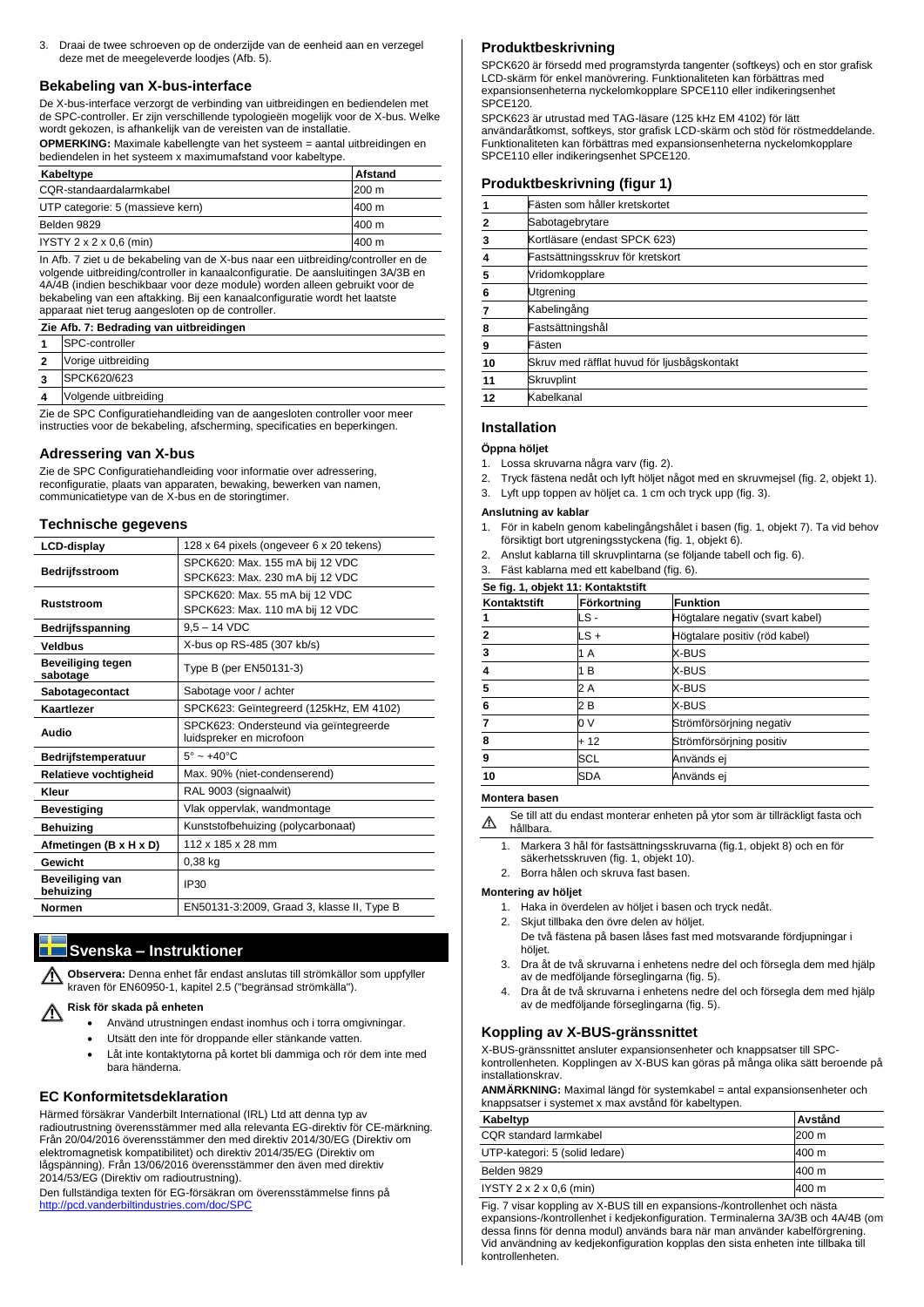3. Draai de twee schroeven op de onderzijde van de eenheid aan en verzegel deze met de meegeleverde loodjes (Afb. 5).

### Bekabeling van X-bus-interface

De X-bus-interface verzorgt de verbinding van uitbreidingen en bediendelen met de SPC-controller. Er zijn verschillende typologieën mogelijk voor de X-bus. Welke wordt gekozen, is afhankelijk van de vereisten van de installatie.

**OPMERKING:** Maximale kabellengte van het systeem = aantal uitbreidingen en bediendelen in het systeem x maximumafstand voor kabeltype.

| Kabeltype | Afstand |
|---|---|
| CQR-standaardalarmkabel | 200 m |
| UTP categorie: 5 (massieve kern) | 400 m |
| Belden 9829 | 400 m |
| IYSTY 2 x 2 x 0,6 (min) | 400 m |

In Afb. 7 ziet u de bekabeling van de X-bus naar een uitbreiding/controller en de volgende uitbreiding/controller in kanaalconfiguratie. De aansluitingen 3A/3B en 4A/4B (indien beschikbaar voor deze module) worden alleen gebruikt voor de bekabeling van een aftakking. Bij een kanaalconfiguratie wordt het laatste apparaat niet terug aangesloten op de controller.

| Zie Afb. 7: Bedrading van uitbreidingen | |
|---|---|
| 1 | SPC-controller |
| 2 | Vorige uitbreiding |
| 3 | SPCK620/623 |
| 4 | Volgende uitbreiding |

Zie de SPC Configuratiehandleiding van de aangesloten controller voor meer instructies voor de bekabeling, afscherming, specificaties en beperkingen.

### Adressering van X-bus

Zie de SPC Configuratiehandleiding voor informatie over adressering, reconfiguratie, plaats van apparaten, bewaking, bewerken van namen, communicatietype van de X-bus en de storingtimer.

### Technische gegevens

| | |
|---|---|
| **LCD-display** | 128 x 64 pixels (ongeveer 6 x 20 tekens) |
| **Bedrijfsstroom** | SPCK620: Max. 155 mA bij 12 VDC<br>SPCK623: Max. 230 mA bij 12 VDC |
| **Ruststroom** | SPCK620: Max. 55 mA bij 12 VDC<br>SPCK623: Max. 110 mA bij 12 VDC |
| **Bedrijfsspanning** | 9,5 – 14 VDC |
| **Veldbus** | X-bus op RS-485 (307 kb/s) |
| **Beveiliging tegen sabotage** | Type B (per EN50131-3) |
| **Sabotagecontact** | Sabotage voor / achter |
| **Kaartlezer** | SPCK623: Geïntegreerd (125kHz, EM 4102) |
| **Audio** | SPCK623: Ondersteund via geïntegreerde luidspreker en microfoon |
| **Bedrijfstemperatuur** | 5° ~ +40°C |
| **Relatieve vochtigheid** | Max. 90% (niet-condenserend) |
| **Kleur** | RAL 9003 (signaalwit) |
| **Bevestiging** | Vlak oppervlak, wandmontage |
| **Behuizing** | Kunststofbehuizing (polycarbonaat) |
| **Afmetingen (B x H x D)** | 112 x 185 x 28 mm |
| **Gewicht** | 0,38 kg |
| **Beveiliging van behuizing** | IP30 |
| **Normen** | EN50131-3:2009, Graad 3, klasse II, Type B |

## Svenska – Instruktioner

⚠ **Observera:** Denna enhet får endast anslutas till strömkällor som uppfyller kraven för EN60950-1, kapitel 2.5 ("begränsad strömkälla").

⚠ **Risk för skada på enheten**

- Använd utrustningen endast inomhus och i torra omgivningar.
- Utsätt den inte för droppande eller stänkande vatten.
- Låt inte kontaktytorna på kortet bli dammiga och rör dem inte med bara händerna.

### EC Konformitetsdeklaration

Härmed försäkrar Vanderbilt International (IRL) Ltd att denna typ av radioutrustning överensstämmer med alla relevanta EG-direktiv för CE-märkning. Från 20/04/2016 överensstämmer den med direktiv 2014/30/EG (Direktiv om elektromagnetisk kompatibilitet) och direktiv 2014/35/EG (Direktiv om lågspänning). Från 13/06/2016 överensstämmer den även med direktiv 2014/53/EG (Direktiv om radioutrustning).

Den fullständiga texten för EG-försäkran om överensstämmelse finns på http://pcd.vanderbiltindustries.com/doc/SPC

### Produktbeskrivning

SPCK620 är försedd med programstyrda tangenter (softkeys) och en stor grafisk LCD-skärm för enkel manövrering. Funktionaliteten kan förbättras med expansionsenheterna nyckelomkopplare SPCE110 eller indikeringsenhet SPCE120.

SPCK623 är utrustad med TAG-läsare (125 kHz EM 4102) för lätt användaråtkomst, softkeys, stor grafisk LCD-skärm och stöd för röstmeddelande. Funktionaliteten kan förbättras med expansionsenheterna nyckelomkopplare SPCE110 eller indikeringsenhet SPCE120.

### Produktbeskrivning (figur 1)

| | |
|---|---|
| **1** | Fästen som håller kretskortet |
| **2** | Sabotagebrytare |
| **3** | Kortläsare (endast SPCK 623) |
| **4** | Fastsättningsskruv för kretskort |
| **5** | Vridomkopplare |
| **6** | Utgrening |
| **7** | Kabelingång |
| **8** | Fastsättningshål |
| **9** | Fästen |
| **10** | Skruv med räfflat huvud för ljusbågskontakt |
| **11** | Skruvplint |
| **12** | Kabelkanal |

### Installation

**Öppna höljet**

1. Lossa skruvarna några varv (fig. 2).
2. Tryck fästena nedåt och lyft höljet något med en skruvmejsel (fig. 2, objekt 1).
3. Lyft upp toppen av höljet ca. 1 cm och tryck upp (fig. 3).

**Anslutning av kablar**

1. För in kabeln genom kabelingångshålet i basen (fig. 1, objekt 7). Ta vid behov försiktigt bort utgreningsstyckena (fig. 1, objekt 6).
2. Anslut kablarna till skruvplintarna (se följande tabell och fig. 6).
3. Fäst kablarna med ett kabelband (fig. 6).

| Se fig. 1, objekt 11: Kontaktstift | | |
|---|---|---|
| **Kontaktstift** | **Förkortning** | **Funktion** |
| 1 | LS - | Högtalare negativ (svart kabel) |
| 2 | LS + | Högtalare positiv (röd kabel) |
| 3 | 1 A | X-BUS |
| 4 | 1 B | X-BUS |
| 5 | 2 A | X-BUS |
| 6 | 2 B | X-BUS |
| 7 | 0 V | Strömförsörjning negativ |
| 8 | + 12 | Strömförsörjning positiv |
| 9 | SCL | Används ej |
| 10 | SDA | Används ej |

**Montera basen**

⚠ Se till att du endast monterar enheten på ytor som är tillräckligt fasta och hållbara.

1. Markera 3 hål för fastsättningsskruvarna (fig.1, objekt 8) och en för säkerhetsskruven (fig. 1, objekt 10).
2. Borra hålen och skruva fast basen.

**Montering av höljet**

1. Haka in överdelen av höljet i basen och tryck nedåt.
2. Skjut tillbaka den övre delen av höljet.
   De två fästena på basen låses fast med motsvarande fördjupningar i höljet.
3. Dra åt de två skruvarna i enhetens nedre del och försegla dem med hjälp av de medföljande förseglingarna (fig. 5).
4. Dra åt de två skruvarna i enhetens nedre del och försegla dem med hjälp av de medföljande förseglingarna (fig. 5).

### Koppling av X-BUS-gränssnittet

X-BUS-gränssnittet ansluter expansionsenheter och knappsatser till SPC-kontrollenheten. Kopplingen av X-BUS kan göras på många olika sätt beroende på installationskrav.

**ANMÄRKNING:** Maximal längd för systemkabel = antal expansionsenheter och knappsatser i systemet x max avstånd för kabeltypen.

| Kabeltyp | Avstånd |
|---|---|
| CQR standard larmkabel | 200 m |
| UTP-kategori: 5 (solid ledare) | 400 m |
| Belden 9829 | 400 m |
| IYSTY 2 x 2 x 0,6 (min) | 400 m |

Fig. 7 visar koppling av X-BUS till en expansions-/kontrollenhet och nästa expansions-/kontrollenhet i kedjekonfiguration. Terminalerna 3A/3B och 4A/4B (om dessa finns för denna modul) används bara när man använder kabelförgrening. Vid användning av kedjekonfiguration kopplas den sista enheten inte tillbaka till kontrollenheten.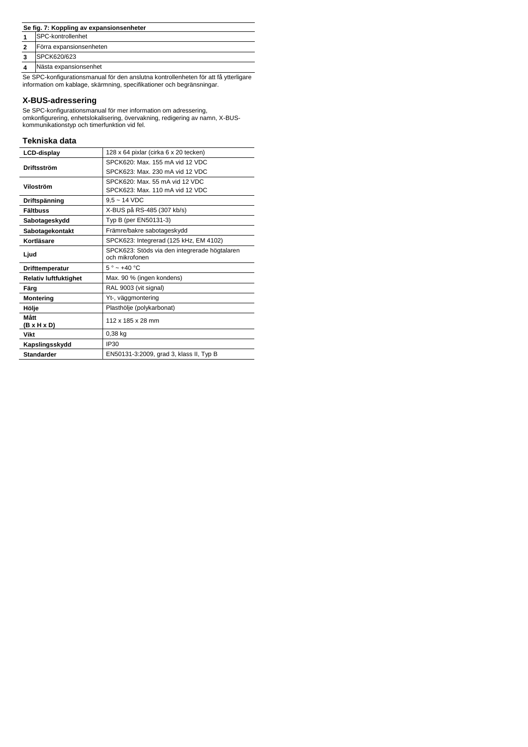| Se fig. 7: Koppling av expansionsenheter | |
| --- | --- |
| **1** | SPC-kontrollenhet |
| **2** | Förra expansionsenheten |
| **3** | SPCK620/623 |
| **4** | Nästa expansionsenhet |

Se SPC-konfigurationsmanual för den anslutna kontrollenheten för att få ytterligare information om kablage, skärmning, specifikationer och begränsningar.

## X-BUS-adressering

Se SPC-konfigurationsmanual för mer information om adressering, omkonfigurering, enhetslokalisering, övervakning, redigering av namn, X-BUS-kommunikationstyp och timerfunktion vid fel.

## Tekniska data

| | |
| --- | --- |
| **LCD-display** | 128 x 64 pixlar (cirka 6 x 20 tecken) |
| **Driftsström** | SPCK620: Max. 155 mA vid 12 VDC<br>SPCK623: Max. 230 mA vid 12 VDC |
| **Viloström** | SPCK620: Max. 55 mA vid 12 VDC<br>SPCK623: Max. 110 mA vid 12 VDC |
| **Driftspänning** | 9,5 ~ 14 VDC |
| **Fältbuss** | X-BUS på RS-485 (307 kb/s) |
| **Sabotageskydd** | Typ B (per EN50131-3) |
| **Sabotagekontakt** | Främre/bakre sabotageskydd |
| **Kortläsare** | SPCK623: Integrerad (125 kHz, EM 4102) |
| **Ljud** | SPCK623: Stöds via den integrerade högtalaren och mikrofonen |
| **Drifttemperatur** | 5 ° ~ +40 °C |
| **Relativ luftfuktighet** | Max. 90 % (ingen kondens) |
| **Färg** | RAL 9003 (vit signal) |
| **Montering** | Yt-, väggmontering |
| **Hölje** | Plasthölje (polykarbonat) |
| **Mått (B x H x D)** | 112 x 185 x 28 mm |
| **Vikt** | 0,38 kg |
| **Kapslingsskydd** | IP30 |
| **Standarder** | EN50131-3:2009, grad 3, klass II, Typ B |